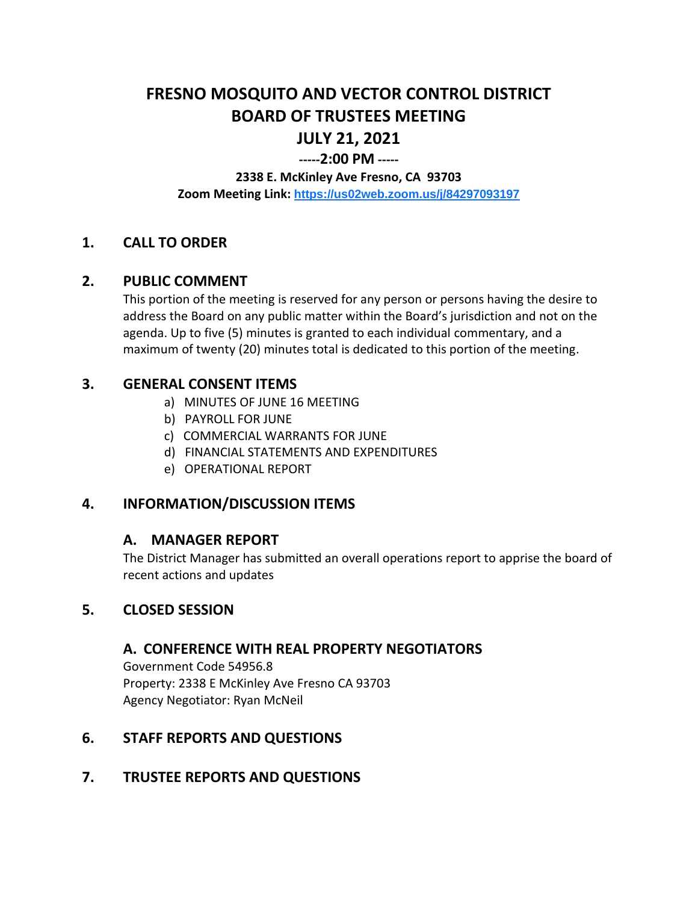# FRESNO MOSQUITO AND VECTOR CONTROL DISTRICT
# BOARD OF TRUSTEES MEETING
# JULY 21, 2021

**-----2:00 PM -----**

**2338 E. McKinley Ave Fresno, CA 93703**

**Zoom Meeting Link: https://us02web.zoom.us/j/84297093197**

## 1. CALL TO ORDER

## 2. PUBLIC COMMENT

This portion of the meeting is reserved for any person or persons having the desire to address the Board on any public matter within the Board's jurisdiction and not on the agenda. Up to five (5) minutes is granted to each individual commentary, and a maximum of twenty (20) minutes total is dedicated to this portion of the meeting.

## 3. GENERAL CONSENT ITEMS

a) MINUTES OF JUNE 16 MEETING
b) PAYROLL FOR JUNE
c) COMMERCIAL WARRANTS FOR JUNE
d) FINANCIAL STATEMENTS AND EXPENDITURES
e) OPERATIONAL REPORT

## 4. INFORMATION/DISCUSSION ITEMS

### A. MANAGER REPORT

The District Manager has submitted an overall operations report to apprise the board of recent actions and updates

## 5. CLOSED SESSION

### A. CONFERENCE WITH REAL PROPERTY NEGOTIATORS

Government Code 54956.8
Property: 2338 E McKinley Ave Fresno CA 93703
Agency Negotiator: Ryan McNeil

## 6. STAFF REPORTS AND QUESTIONS

## 7. TRUSTEE REPORTS AND QUESTIONS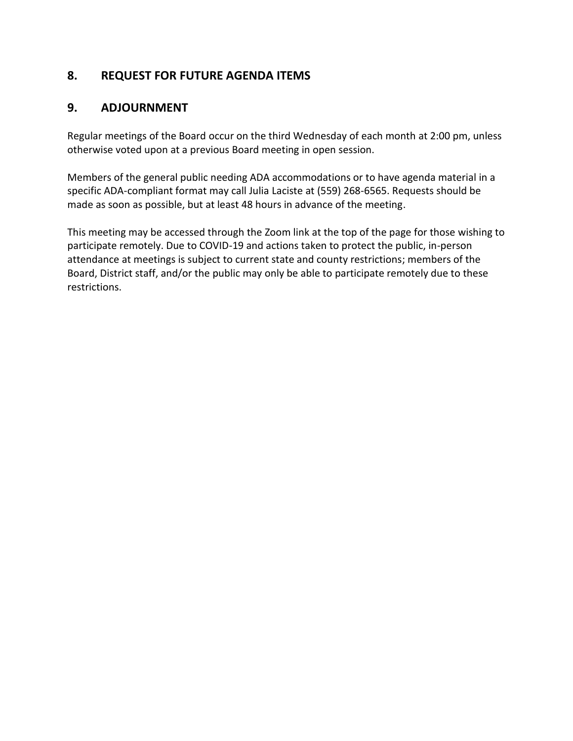## 8. REQUEST FOR FUTURE AGENDA ITEMS

## 9. ADJOURNMENT

Regular meetings of the Board occur on the third Wednesday of each month at 2:00 pm, unless otherwise voted upon at a previous Board meeting in open session.

Members of the general public needing ADA accommodations or to have agenda material in a specific ADA-compliant format may call Julia Laciste at (559) 268-6565. Requests should be made as soon as possible, but at least 48 hours in advance of the meeting.

This meeting may be accessed through the Zoom link at the top of the page for those wishing to participate remotely. Due to COVID-19 and actions taken to protect the public, in-person attendance at meetings is subject to current state and county restrictions; members of the Board, District staff, and/or the public may only be able to participate remotely due to these restrictions.